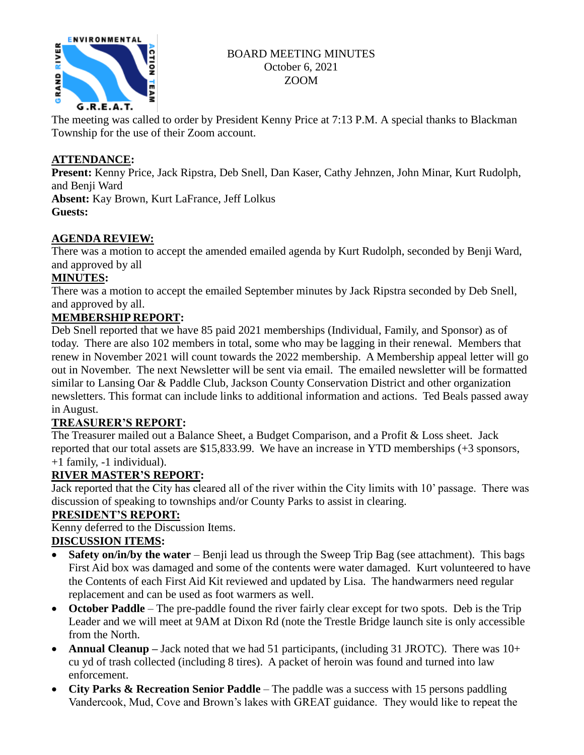BOARD MEETING MINUTES
October 6, 2021
ZOOM

The meeting was called to order by President Kenny Price at 7:13 P.M. A special thanks to Blackman Township for the use of their Zoom account.

## ATTENDANCE:

**Present:** Kenny Price, Jack Ripstra, Deb Snell, Dan Kaser, Cathy Jehnzen, John Minar, Kurt Rudolph, and Benji Ward
**Absent:** Kay Brown, Kurt LaFrance, Jeff Lolkus
**Guests:**

## AGENDA REVIEW:

There was a motion to accept the amended emailed agenda by Kurt Rudolph, seconded by Benji Ward, and approved by all

## MINUTES:

There was a motion to accept the emailed September minutes by Jack Ripstra seconded by Deb Snell, and approved by all.

## MEMBERSHIP REPORT:

Deb Snell reported that we have 85 paid 2021 memberships (Individual, Family, and Sponsor) as of today. There are also 102 members in total, some who may be lagging in their renewal. Members that renew in November 2021 will count towards the 2022 membership. A Membership appeal letter will go out in November. The next Newsletter will be sent via email. The emailed newsletter will be formatted similar to Lansing Oar & Paddle Club, Jackson County Conservation District and other organization newsletters. This format can include links to additional information and actions. Ted Beals passed away in August.

## TREASURER'S REPORT:

The Treasurer mailed out a Balance Sheet, a Budget Comparison, and a Profit & Loss sheet. Jack reported that our total assets are $15,833.99. We have an increase in YTD memberships (+3 sponsors, +1 family, -1 individual).

## RIVER MASTER'S REPORT:

Jack reported that the City has cleared all of the river within the City limits with 10' passage. There was discussion of speaking to townships and/or County Parks to assist in clearing.

## PRESIDENT'S REPORT:

Kenny deferred to the Discussion Items.

## DISCUSSION ITEMS:

- **Safety on/in/by the water** – Benji lead us through the Sweep Trip Bag (see attachment). This bags First Aid box was damaged and some of the contents were water damaged. Kurt volunteered to have the Contents of each First Aid Kit reviewed and updated by Lisa. The handwarmers need regular replacement and can be used as foot warmers as well.
- **October Paddle** – The pre-paddle found the river fairly clear except for two spots. Deb is the Trip Leader and we will meet at 9AM at Dixon Rd (note the Trestle Bridge launch site is only accessible from the North.
- **Annual Cleanup –** Jack noted that we had 51 participants, (including 31 JROTC). There was 10+ cu yd of trash collected (including 8 tires). A packet of heroin was found and turned into law enforcement.
- **City Parks & Recreation Senior Paddle** – The paddle was a success with 15 persons paddling Vandercook, Mud, Cove and Brown's lakes with GREAT guidance. They would like to repeat the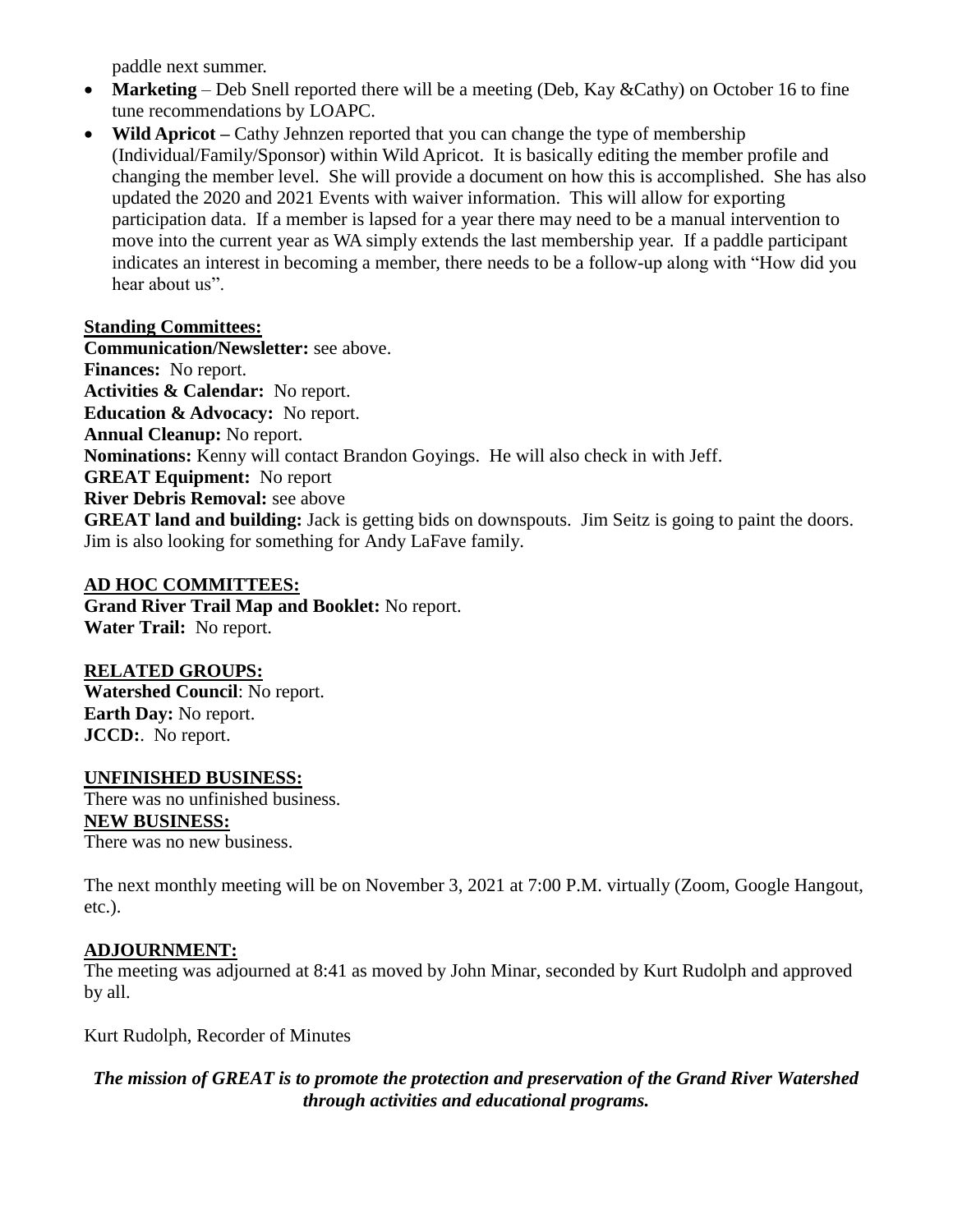paddle next summer.

- **Marketing** – Deb Snell reported there will be a meeting (Deb, Kay &Cathy) on October 16 to fine tune recommendations by LOAPC.
- **Wild Apricot –** Cathy Jehnzen reported that you can change the type of membership (Individual/Family/Sponsor) within Wild Apricot. It is basically editing the member profile and changing the member level. She will provide a document on how this is accomplished. She has also updated the 2020 and 2021 Events with waiver information. This will allow for exporting participation data. If a member is lapsed for a year there may need to be a manual intervention to move into the current year as WA simply extends the last membership year. If a paddle participant indicates an interest in becoming a member, there needs to be a follow-up along with "How did you hear about us".

**Standing Committees:**

**Communication/Newsletter:** see above.
**Finances:** No report.
**Activities & Calendar:** No report.
**Education & Advocacy:** No report.
**Annual Cleanup:** No report.
**Nominations:** Kenny will contact Brandon Goyings. He will also check in with Jeff.
**GREAT Equipment:** No report
**River Debris Removal:** see above
**GREAT land and building:** Jack is getting bids on downspouts. Jim Seitz is going to paint the doors. Jim is also looking for something for Andy LaFave family.

**AD HOC COMMITTEES:**

**Grand River Trail Map and Booklet:** No report.
**Water Trail:** No report.

**RELATED GROUPS:**

**Watershed Council**: No report.
**Earth Day:** No report.
**JCCD:**. No report.

**UNFINISHED BUSINESS:**

There was no unfinished business.

**NEW BUSINESS:**

There was no new business.

The next monthly meeting will be on November 3, 2021 at 7:00 P.M. virtually (Zoom, Google Hangout, etc.).

**ADJOURNMENT:**

The meeting was adjourned at 8:41 as moved by John Minar, seconded by Kurt Rudolph and approved by all.

Kurt Rudolph, Recorder of Minutes

***The mission of GREAT is to promote the protection and preservation of the Grand River Watershed through activities and educational programs.***